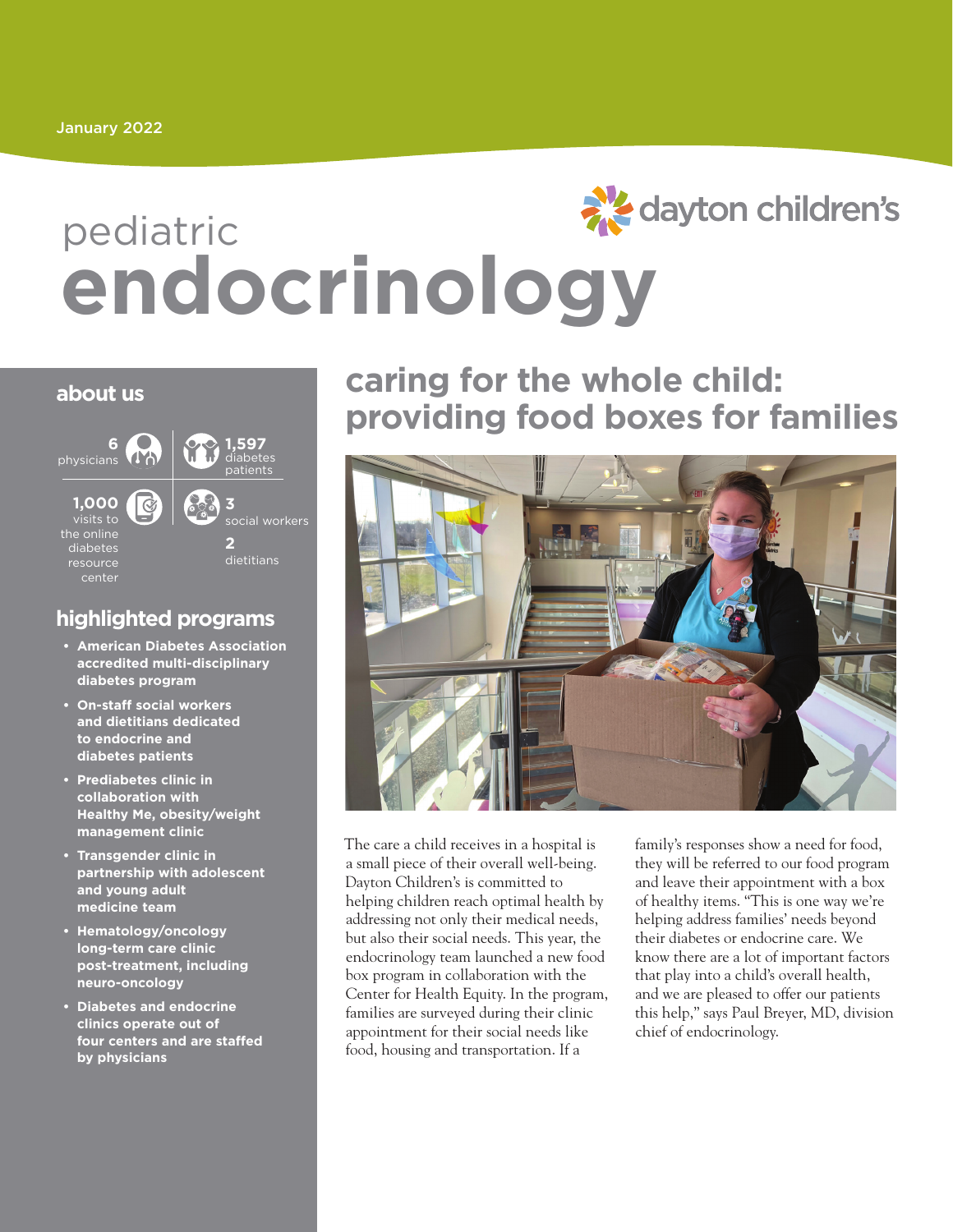January 2022

dayton children's

# pediatric endocrinology

## about us

- **6** physicians
- **1,597** diabetes patients
- **1,000** visits to the online diabetes resource center
- **3** social workers
- **2** dietitians

## highlighted programs

- **American Diabetes Association accredited multi-disciplinary diabetes program**
- **On-staff social workers and dietitians dedicated to endocrine and diabetes patients**
- **Prediabetes clinic in collaboration with Healthy Me, obesity/weight management clinic**
- **Transgender clinic in partnership with adolescent and young adult medicine team**
- **Hematology/oncology long-term care clinic post-treatment, including neuro-oncology**
- **Diabetes and endocrine clinics operate out of four centers and are staffed by physicians**

## caring for the whole child: providing food boxes for families

The care a child receives in a hospital is a small piece of their overall well-being. Dayton Children's is committed to helping children reach optimal health by addressing not only their medical needs, but also their social needs. This year, the endocrinology team launched a new food box program in collaboration with the Center for Health Equity. In the program, families are surveyed during their clinic appointment for their social needs like food, housing and transportation. If a family's responses show a need for food, they will be referred to our food program and leave their appointment with a box of healthy items. "This is one way we're helping address families' needs beyond their diabetes or endocrine care. We know there are a lot of important factors that play into a child's overall health, and we are pleased to offer our patients this help," says Paul Breyer, MD, division chief of endocrinology.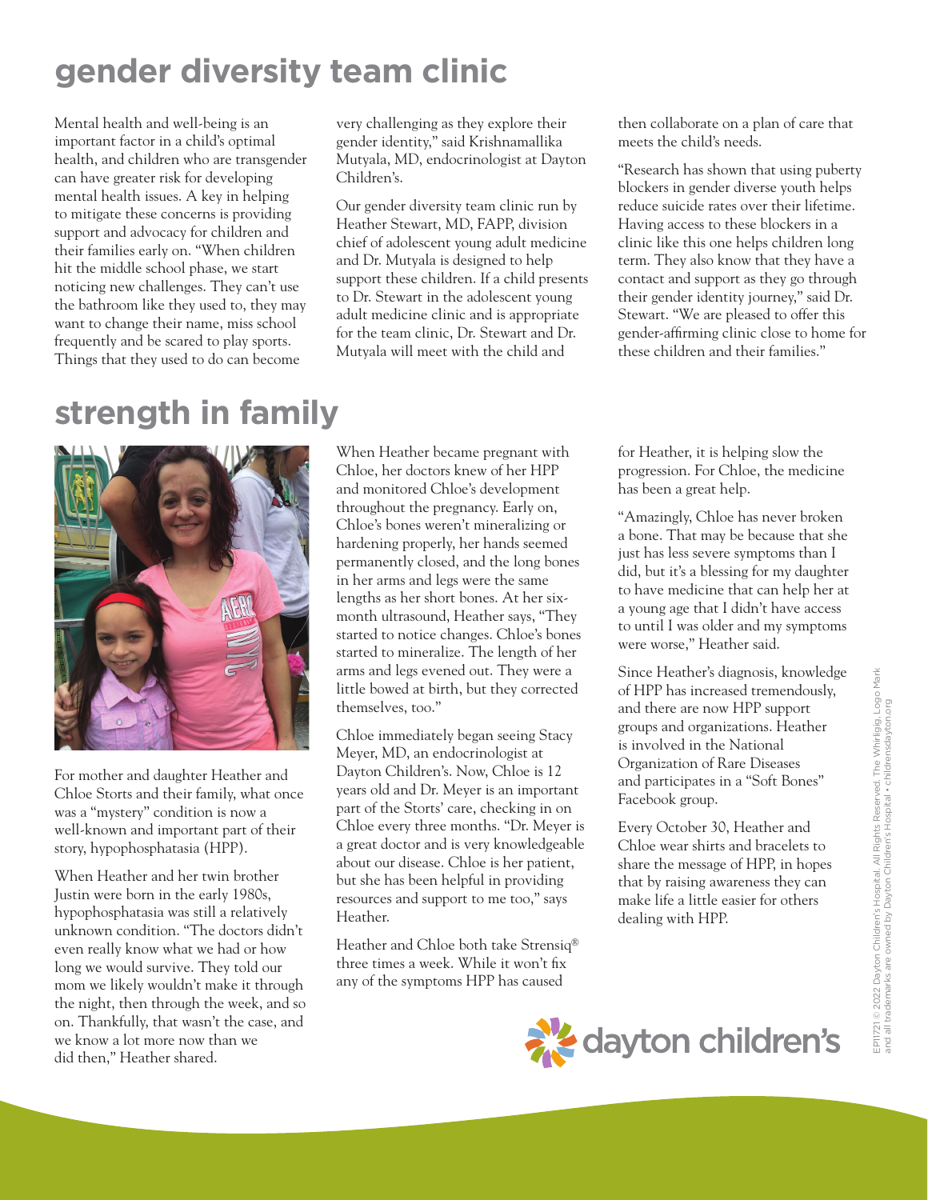# gender diversity team clinic

Mental health and well-being is an important factor in a child's optimal health, and children who are transgender can have greater risk for developing mental health issues. A key in helping to mitigate these concerns is providing support and advocacy for children and their families early on. "When children hit the middle school phase, we start noticing new challenges. They can't use the bathroom like they used to, they may want to change their name, miss school frequently and be scared to play sports. Things that they used to do can become very challenging as they explore their gender identity," said Krishnamallika Mutyala, MD, endocrinologist at Dayton Children's.

Our gender diversity team clinic run by Heather Stewart, MD, FAPP, division chief of adolescent young adult medicine and Dr. Mutyala is designed to help support these children. If a child presents to Dr. Stewart in the adolescent young adult medicine clinic and is appropriate for the team clinic, Dr. Stewart and Dr. Mutyala will meet with the child and then collaborate on a plan of care that meets the child's needs.

"Research has shown that using puberty blockers in gender diverse youth helps reduce suicide rates over their lifetime. Having access to these blockers in a clinic like this one helps children long term. They also know that they have a contact and support as they go through their gender identity journey," said Dr. Stewart. "We are pleased to offer this gender-affirming clinic close to home for these children and their families."

# strength in family

For mother and daughter Heather and Chloe Storts and their family, what once was a "mystery" condition is now a well-known and important part of their story, hypophosphatasia (HPP).

When Heather and her twin brother Justin were born in the early 1980s, hypophosphatasia was still a relatively unknown condition. "The doctors didn't even really know what we had or how long we would survive. They told our mom we likely wouldn't make it through the night, then through the week, and so on. Thankfully, that wasn't the case, and we know a lot more now than we did then," Heather shared.

When Heather became pregnant with Chloe, her doctors knew of her HPP and monitored Chloe's development throughout the pregnancy. Early on, Chloe's bones weren't mineralizing or hardening properly, her hands seemed permanently closed, and the long bones in her arms and legs were the same lengths as her short bones. At her six-month ultrasound, Heather says, "They started to notice changes. Chloe's bones started to mineralize. The length of her arms and legs evened out. They were a little bowed at birth, but they corrected themselves, too."

Chloe immediately began seeing Stacy Meyer, MD, an endocrinologist at Dayton Children's. Now, Chloe is 12 years old and Dr. Meyer is an important part of the Storts' care, checking in on Chloe every three months. "Dr. Meyer is a great doctor and is very knowledgeable about our disease. Chloe is her patient, but she has been helpful in providing resources and support to me too," says Heather.

Heather and Chloe both take Strensiq® three times a week. While it won't fix any of the symptoms HPP has caused for Heather, it is helping slow the progression. For Chloe, the medicine has been a great help.

"Amazingly, Chloe has never broken a bone. That may be because that she just has less severe symptoms than I did, but it's a blessing for my daughter to have medicine that can help her at a young age that I didn't have access to until I was older and my symptoms were worse," Heather said.

Since Heather's diagnosis, knowledge of HPP has increased tremendously, and there are now HPP support groups and organizations. Heather is involved in the National Organization of Rare Diseases and participates in a "Soft Bones" Facebook group.

Every October 30, Heather and Chloe wear shirts and bracelets to share the message of HPP, in hopes that by raising awareness they can make life a little easier for others dealing with HPP.

dayton children's

EP11721 © 2022 Dayton Children's Hospital. All Rights Reserved. The Whirligig, Logo Mark and all trademarks are owned by Dayton Children's Hospital • childrensdayton.org